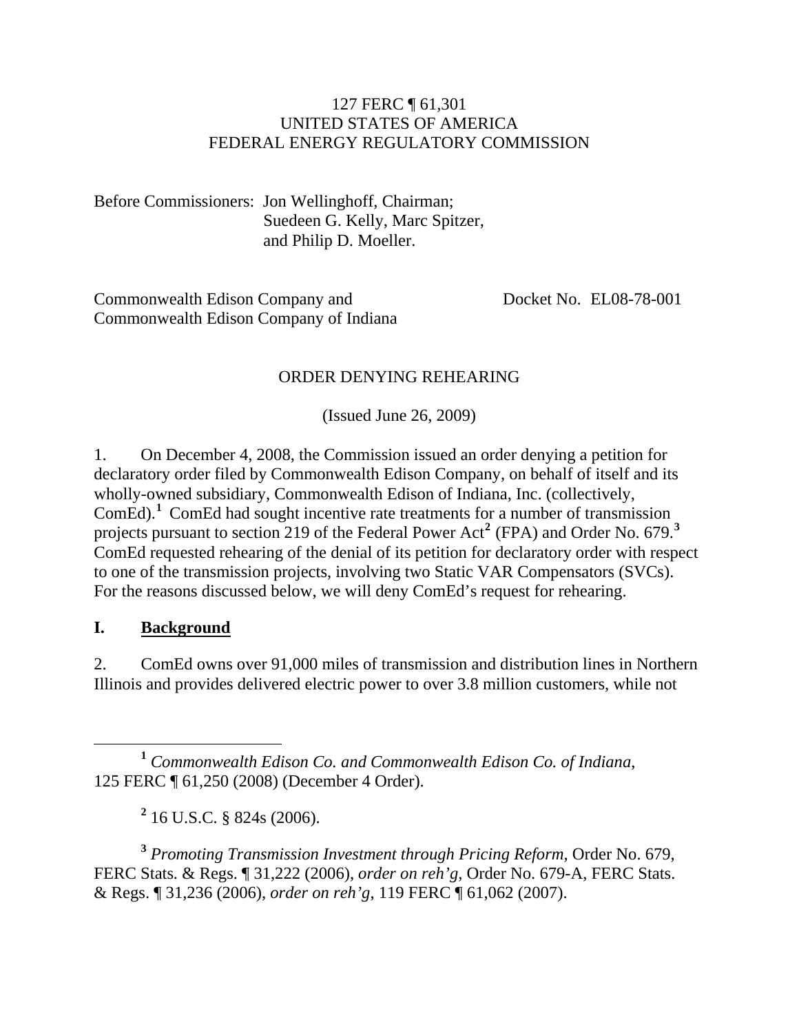127 FERC ¶ 61,301
UNITED STATES OF AMERICA
FEDERAL ENERGY REGULATORY COMMISSION

Before Commissioners: Jon Wellinghoff, Chairman;
Suedeen G. Kelly, Marc Spitzer,
and Philip D. Moeller.

Commonwealth Edison Company and Commonwealth Edison Company of Indiana — Docket No. EL08-78-001

ORDER DENYING REHEARING

(Issued June 26, 2009)

1. On December 4, 2008, the Commission issued an order denying a petition for declaratory order filed by Commonwealth Edison Company, on behalf of itself and its wholly-owned subsidiary, Commonwealth Edison of Indiana, Inc. (collectively, ComEd).[1] ComEd had sought incentive rate treatments for a number of transmission projects pursuant to section 219 of the Federal Power Act[2] (FPA) and Order No. 679.[3] ComEd requested rehearing of the denial of its petition for declaratory order with respect to one of the transmission projects, involving two Static VAR Compensators (SVCs). For the reasons discussed below, we will deny ComEd's request for rehearing.

## I. Background

2. ComEd owns over 91,000 miles of transmission and distribution lines in Northern Illinois and provides delivered electric power to over 3.8 million customers, while not

[1] *Commonwealth Edison Co. and Commonwealth Edison Co. of Indiana*, 125 FERC ¶ 61,250 (2008) (December 4 Order).

[2] 16 U.S.C. § 824s (2006).

[3] *Promoting Transmission Investment through Pricing Reform*, Order No. 679, FERC Stats. & Regs. ¶ 31,222 (2006), *order on reh'g*, Order No. 679-A, FERC Stats. & Regs. ¶ 31,236 (2006), *order on reh'g*, 119 FERC ¶ 61,062 (2007).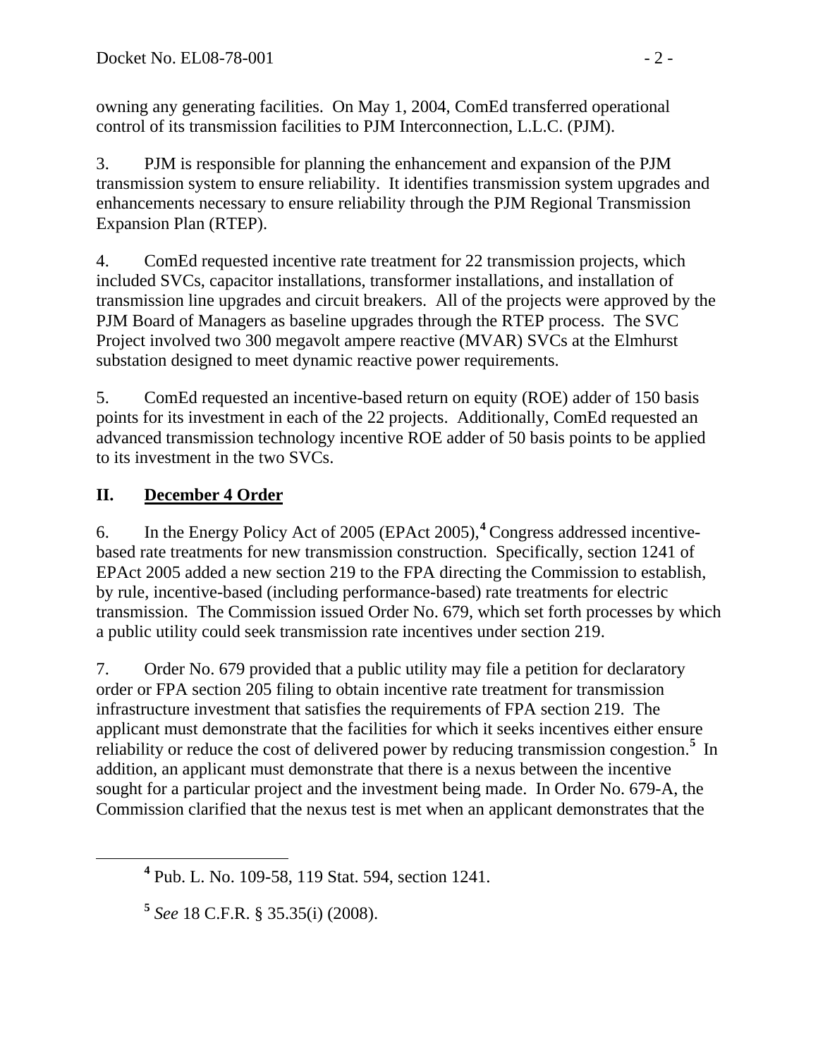owning any generating facilities. On May 1, 2004, ComEd transferred operational control of its transmission facilities to PJM Interconnection, L.L.C. (PJM).

3. PJM is responsible for planning the enhancement and expansion of the PJM transmission system to ensure reliability. It identifies transmission system upgrades and enhancements necessary to ensure reliability through the PJM Regional Transmission Expansion Plan (RTEP).

4. ComEd requested incentive rate treatment for 22 transmission projects, which included SVCs, capacitor installations, transformer installations, and installation of transmission line upgrades and circuit breakers. All of the projects were approved by the PJM Board of Managers as baseline upgrades through the RTEP process. The SVC Project involved two 300 megavolt ampere reactive (MVAR) SVCs at the Elmhurst substation designed to meet dynamic reactive power requirements.

5. ComEd requested an incentive-based return on equity (ROE) adder of 150 basis points for its investment in each of the 22 projects. Additionally, ComEd requested an advanced transmission technology incentive ROE adder of 50 basis points to be applied to its investment in the two SVCs.

## II. December 4 Order

6. In the Energy Policy Act of 2005 (EPAct 2005),[4] Congress addressed incentive-based rate treatments for new transmission construction. Specifically, section 1241 of EPAct 2005 added a new section 219 to the FPA directing the Commission to establish, by rule, incentive-based (including performance-based) rate treatments for electric transmission. The Commission issued Order No. 679, which set forth processes by which a public utility could seek transmission rate incentives under section 219.

7. Order No. 679 provided that a public utility may file a petition for declaratory order or FPA section 205 filing to obtain incentive rate treatment for transmission infrastructure investment that satisfies the requirements of FPA section 219. The applicant must demonstrate that the facilities for which it seeks incentives either ensure reliability or reduce the cost of delivered power by reducing transmission congestion.[5] In addition, an applicant must demonstrate that there is a nexus between the incentive sought for a particular project and the investment being made. In Order No. 679-A, the Commission clarified that the nexus test is met when an applicant demonstrates that the

[4] Pub. L. No. 109-58, 119 Stat. 594, section 1241.

[5] *See* 18 C.F.R. § 35.35(i) (2008).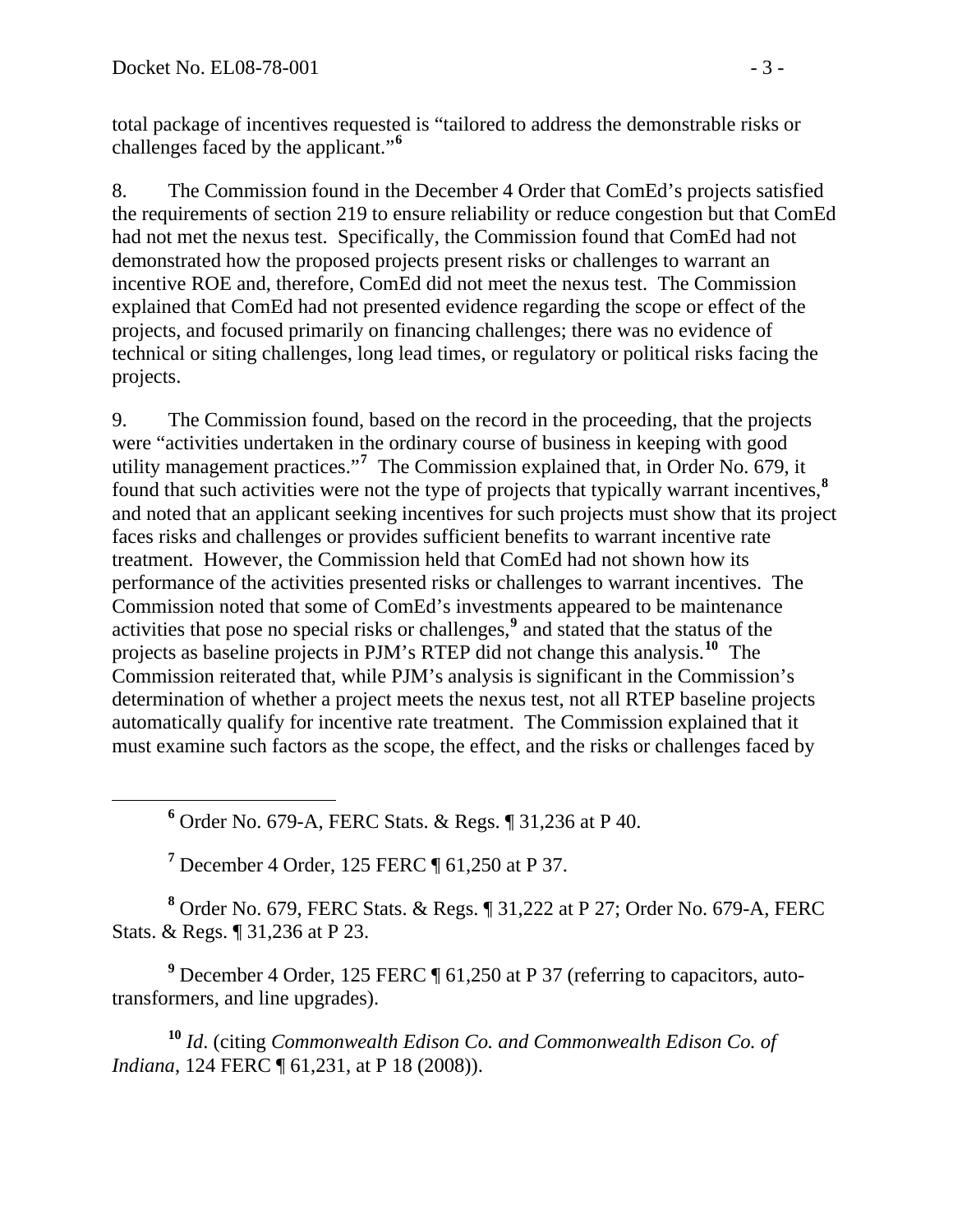total package of incentives requested is "tailored to address the demonstrable risks or challenges faced by the applicant."[6]

8. The Commission found in the December 4 Order that ComEd's projects satisfied the requirements of section 219 to ensure reliability or reduce congestion but that ComEd had not met the nexus test. Specifically, the Commission found that ComEd had not demonstrated how the proposed projects present risks or challenges to warrant an incentive ROE and, therefore, ComEd did not meet the nexus test. The Commission explained that ComEd had not presented evidence regarding the scope or effect of the projects, and focused primarily on financing challenges; there was no evidence of technical or siting challenges, long lead times, or regulatory or political risks facing the projects.

9. The Commission found, based on the record in the proceeding, that the projects were "activities undertaken in the ordinary course of business in keeping with good utility management practices."[7] The Commission explained that, in Order No. 679, it found that such activities were not the type of projects that typically warrant incentives,[8] and noted that an applicant seeking incentives for such projects must show that its project faces risks and challenges or provides sufficient benefits to warrant incentive rate treatment. However, the Commission held that ComEd had not shown how its performance of the activities presented risks or challenges to warrant incentives. The Commission noted that some of ComEd's investments appeared to be maintenance activities that pose no special risks or challenges,[9] and stated that the status of the projects as baseline projects in PJM's RTEP did not change this analysis.[10] The Commission reiterated that, while PJM's analysis is significant in the Commission's determination of whether a project meets the nexus test, not all RTEP baseline projects automatically qualify for incentive rate treatment. The Commission explained that it must examine such factors as the scope, the effect, and the risks or challenges faced by

---

[6] Order No. 679-A, FERC Stats. & Regs. ¶ 31,236 at P 40.

[7] December 4 Order, 125 FERC ¶ 61,250 at P 37.

[8] Order No. 679, FERC Stats. & Regs. ¶ 31,222 at P 27; Order No. 679-A, FERC Stats. & Regs. ¶ 31,236 at P 23.

[9] December 4 Order, 125 FERC ¶ 61,250 at P 37 (referring to capacitors, auto-transformers, and line upgrades).

[10] *Id*. (citing *Commonwealth Edison Co. and Commonwealth Edison Co. of Indiana*, 124 FERC ¶ 61,231, at P 18 (2008)).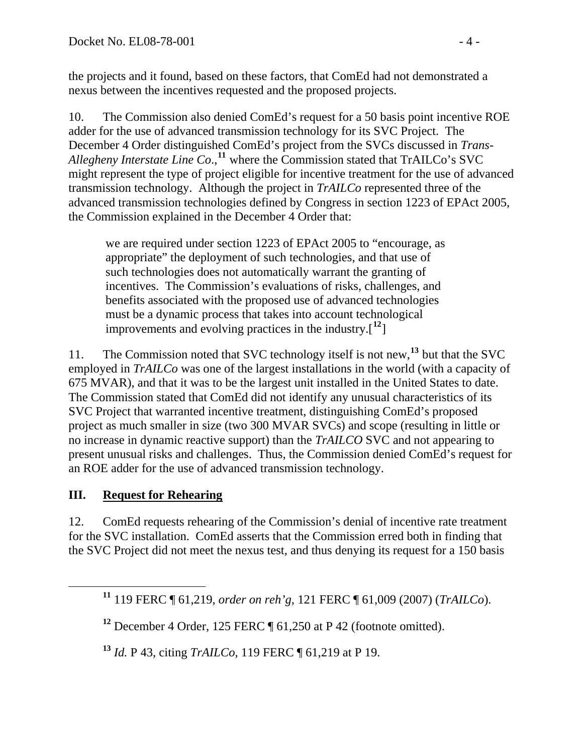the projects and it found, based on these factors, that ComEd had not demonstrated a nexus between the incentives requested and the proposed projects.

10. The Commission also denied ComEd's request for a 50 basis point incentive ROE adder for the use of advanced transmission technology for its SVC Project. The December 4 Order distinguished ComEd's project from the SVCs discussed in *Trans-Allegheny Interstate Line Co.*,[11] where the Commission stated that TrAILCo's SVC might represent the type of project eligible for incentive treatment for the use of advanced transmission technology. Although the project in *TrAILCo* represented three of the advanced transmission technologies defined by Congress in section 1223 of EPAct 2005, the Commission explained in the December 4 Order that:

> we are required under section 1223 of EPAct 2005 to "encourage, as appropriate" the deployment of such technologies, and that use of such technologies does not automatically warrant the granting of incentives. The Commission's evaluations of risks, challenges, and benefits associated with the proposed use of advanced technologies must be a dynamic process that takes into account technological improvements and evolving practices in the industry.[12]

11. The Commission noted that SVC technology itself is not new,[13] but that the SVC employed in *TrAILCo* was one of the largest installations in the world (with a capacity of 675 MVAR), and that it was to be the largest unit installed in the United States to date. The Commission stated that ComEd did not identify any unusual characteristics of its SVC Project that warranted incentive treatment, distinguishing ComEd's proposed project as much smaller in size (two 300 MVAR SVCs) and scope (resulting in little or no increase in dynamic reactive support) than the *TrAILCO* SVC and not appearing to present unusual risks and challenges. Thus, the Commission denied ComEd's request for an ROE adder for the use of advanced transmission technology.

## III. Request for Rehearing

12. ComEd requests rehearing of the Commission's denial of incentive rate treatment for the SVC installation. ComEd asserts that the Commission erred both in finding that the SVC Project did not meet the nexus test, and thus denying its request for a 150 basis

---

[11] 119 FERC ¶ 61,219, *order on reh'g*, 121 FERC ¶ 61,009 (2007) (*TrAILCo*).

[12] December 4 Order, 125 FERC ¶ 61,250 at P 42 (footnote omitted).

[13] *Id.* P 43, citing *TrAILCo*, 119 FERC ¶ 61,219 at P 19.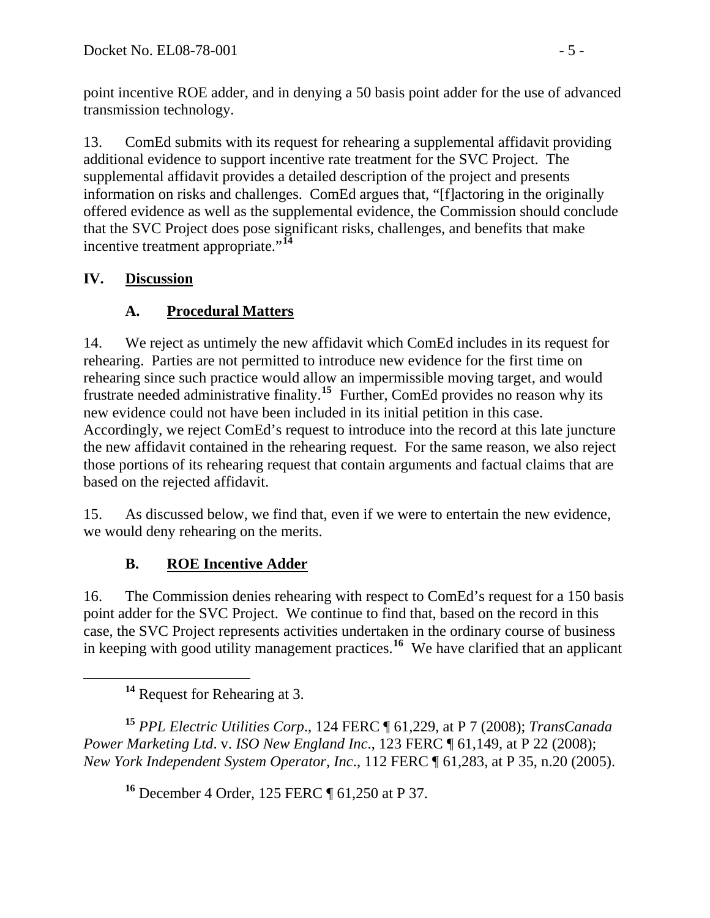point incentive ROE adder, and in denying a 50 basis point adder for the use of advanced transmission technology.

13. ComEd submits with its request for rehearing a supplemental affidavit providing additional evidence to support incentive rate treatment for the SVC Project. The supplemental affidavit provides a detailed description of the project and presents information on risks and challenges. ComEd argues that, "[f]actoring in the originally offered evidence as well as the supplemental evidence, the Commission should conclude that the SVC Project does pose significant risks, challenges, and benefits that make incentive treatment appropriate."[14]

## IV. Discussion

### A. Procedural Matters

14. We reject as untimely the new affidavit which ComEd includes in its request for rehearing. Parties are not permitted to introduce new evidence for the first time on rehearing since such practice would allow an impermissible moving target, and would frustrate needed administrative finality.[15] Further, ComEd provides no reason why its new evidence could not have been included in its initial petition in this case. Accordingly, we reject ComEd's request to introduce into the record at this late juncture the new affidavit contained in the rehearing request. For the same reason, we also reject those portions of its rehearing request that contain arguments and factual claims that are based on the rejected affidavit.

15. As discussed below, we find that, even if we were to entertain the new evidence, we would deny rehearing on the merits.

### B. ROE Incentive Adder

16. The Commission denies rehearing with respect to ComEd's request for a 150 basis point adder for the SVC Project. We continue to find that, based on the record in this case, the SVC Project represents activities undertaken in the ordinary course of business in keeping with good utility management practices.[16] We have clarified that an applicant

---

[14] Request for Rehearing at 3.

[15] *PPL Electric Utilities Corp*., 124 FERC ¶ 61,229, at P 7 (2008); *TransCanada Power Marketing Ltd*. v. *ISO New England Inc*., 123 FERC ¶ 61,149, at P 22 (2008); *New York Independent System Operator, Inc*., 112 FERC ¶ 61,283, at P 35, n.20 (2005).

[16] December 4 Order, 125 FERC ¶ 61,250 at P 37.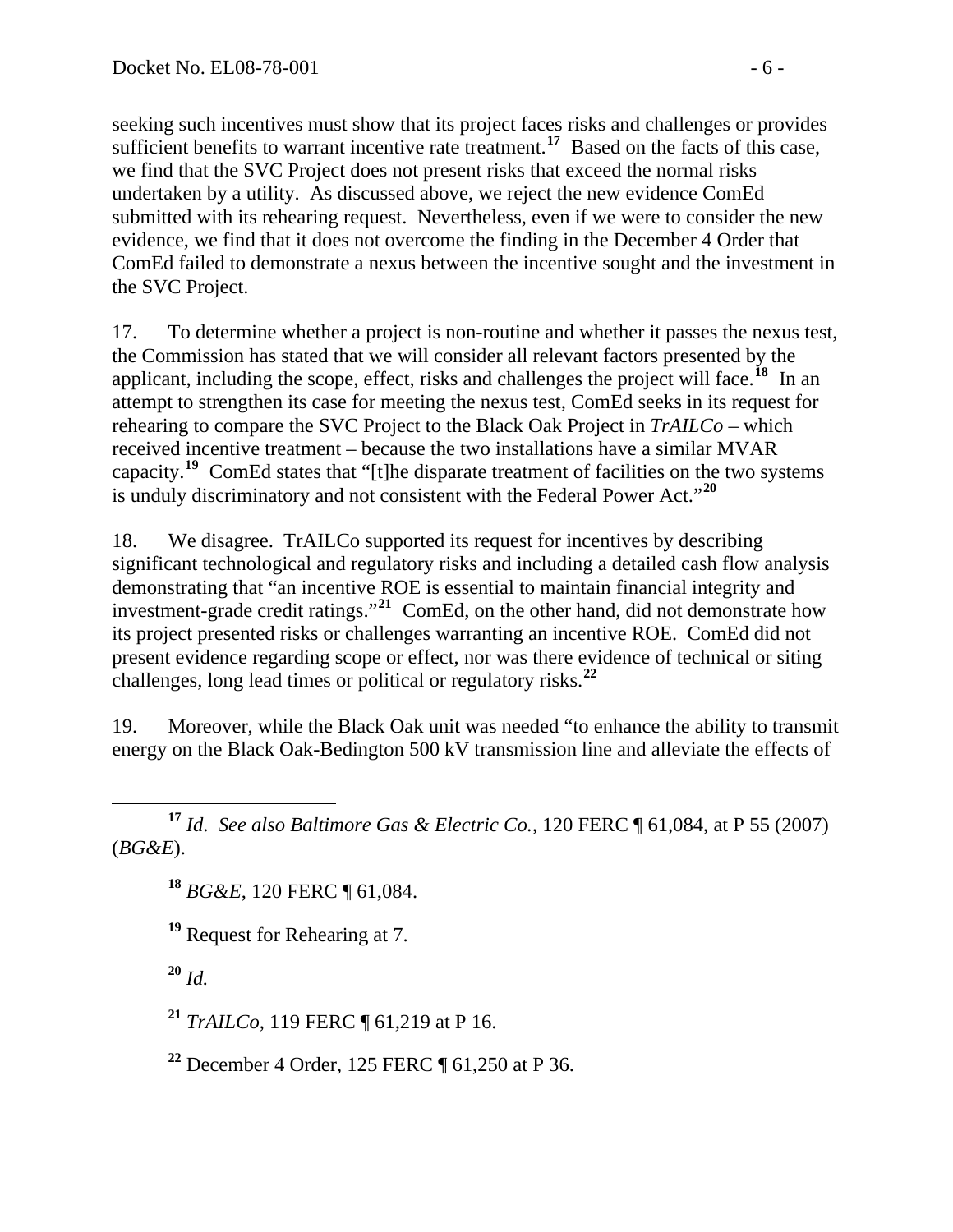seeking such incentives must show that its project faces risks and challenges or provides sufficient benefits to warrant incentive rate treatment.[17] Based on the facts of this case, we find that the SVC Project does not present risks that exceed the normal risks undertaken by a utility. As discussed above, we reject the new evidence ComEd submitted with its rehearing request. Nevertheless, even if we were to consider the new evidence, we find that it does not overcome the finding in the December 4 Order that ComEd failed to demonstrate a nexus between the incentive sought and the investment in the SVC Project.

17. To determine whether a project is non-routine and whether it passes the nexus test, the Commission has stated that we will consider all relevant factors presented by the applicant, including the scope, effect, risks and challenges the project will face.[18] In an attempt to strengthen its case for meeting the nexus test, ComEd seeks in its request for rehearing to compare the SVC Project to the Black Oak Project in *TrAILCo* – which received incentive treatment – because the two installations have a similar MVAR capacity.[19] ComEd states that "[t]he disparate treatment of facilities on the two systems is unduly discriminatory and not consistent with the Federal Power Act."[20]

18. We disagree. TrAILCo supported its request for incentives by describing significant technological and regulatory risks and including a detailed cash flow analysis demonstrating that "an incentive ROE is essential to maintain financial integrity and investment-grade credit ratings."[21] ComEd, on the other hand, did not demonstrate how its project presented risks or challenges warranting an incentive ROE. ComEd did not present evidence regarding scope or effect, nor was there evidence of technical or siting challenges, long lead times or political or regulatory risks.[22]

19. Moreover, while the Black Oak unit was needed "to enhance the ability to transmit energy on the Black Oak-Bedington 500 kV transmission line and alleviate the effects of

---

[17] *Id*. *See also Baltimore Gas & Electric Co.*, 120 FERC ¶ 61,084, at P 55 (2007) (*BG&E*).

[18] *BG&E*, 120 FERC ¶ 61,084.

[19] Request for Rehearing at 7.

[20] *Id.*

[21] *TrAILCo*, 119 FERC ¶ 61,219 at P 16.

[22] December 4 Order, 125 FERC ¶ 61,250 at P 36.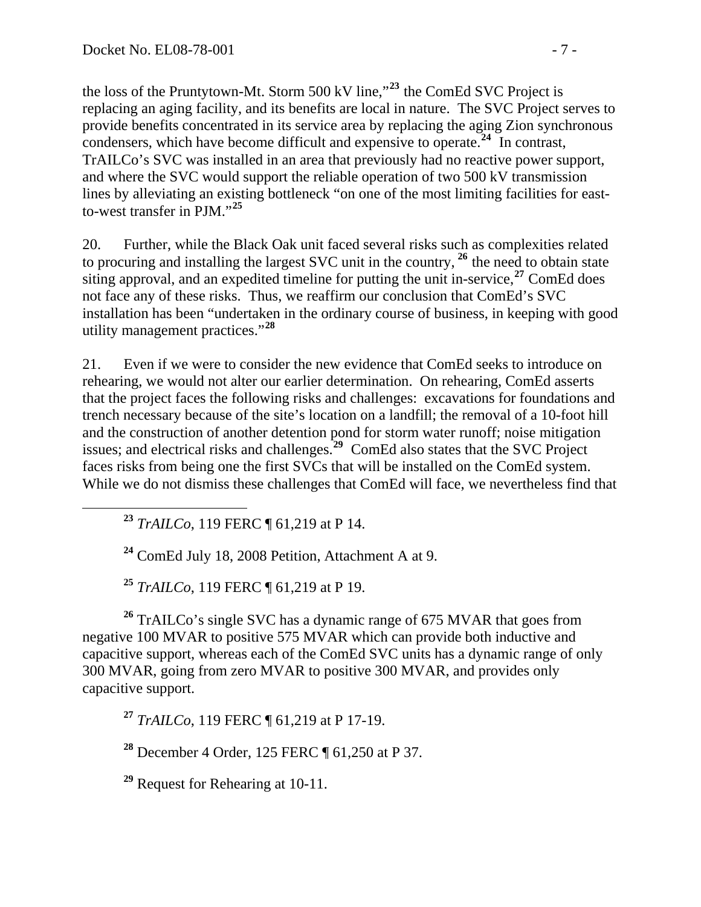the loss of the Pruntytown-Mt. Storm 500 kV line,"[23] the ComEd SVC Project is replacing an aging facility, and its benefits are local in nature. The SVC Project serves to provide benefits concentrated in its service area by replacing the aging Zion synchronous condensers, which have become difficult and expensive to operate.[24] In contrast, TrAILCo's SVC was installed in an area that previously had no reactive power support, and where the SVC would support the reliable operation of two 500 kV transmission lines by alleviating an existing bottleneck "on one of the most limiting facilities for east-to-west transfer in PJM."[25]

20. Further, while the Black Oak unit faced several risks such as complexities related to procuring and installing the largest SVC unit in the country, [26] the need to obtain state siting approval, and an expedited timeline for putting the unit in-service,[27] ComEd does not face any of these risks. Thus, we reaffirm our conclusion that ComEd's SVC installation has been "undertaken in the ordinary course of business, in keeping with good utility management practices."[28]

21. Even if we were to consider the new evidence that ComEd seeks to introduce on rehearing, we would not alter our earlier determination. On rehearing, ComEd asserts that the project faces the following risks and challenges: excavations for foundations and trench necessary because of the site's location on a landfill; the removal of a 10-foot hill and the construction of another detention pond for storm water runoff; noise mitigation issues; and electrical risks and challenges.[29] ComEd also states that the SVC Project faces risks from being one the first SVCs that will be installed on the ComEd system. While we do not dismiss these challenges that ComEd will face, we nevertheless find that

---

[23] *TrAILCo*, 119 FERC ¶ 61,219 at P 14.

[24] ComEd July 18, 2008 Petition, Attachment A at 9.

[25] *TrAILCo*, 119 FERC ¶ 61,219 at P 19.

[26] TrAILCo's single SVC has a dynamic range of 675 MVAR that goes from negative 100 MVAR to positive 575 MVAR which can provide both inductive and capacitive support, whereas each of the ComEd SVC units has a dynamic range of only 300 MVAR, going from zero MVAR to positive 300 MVAR, and provides only capacitive support.

[27] *TrAILCo*, 119 FERC ¶ 61,219 at P 17-19.

[28] December 4 Order, 125 FERC ¶ 61,250 at P 37.

[29] Request for Rehearing at 10-11.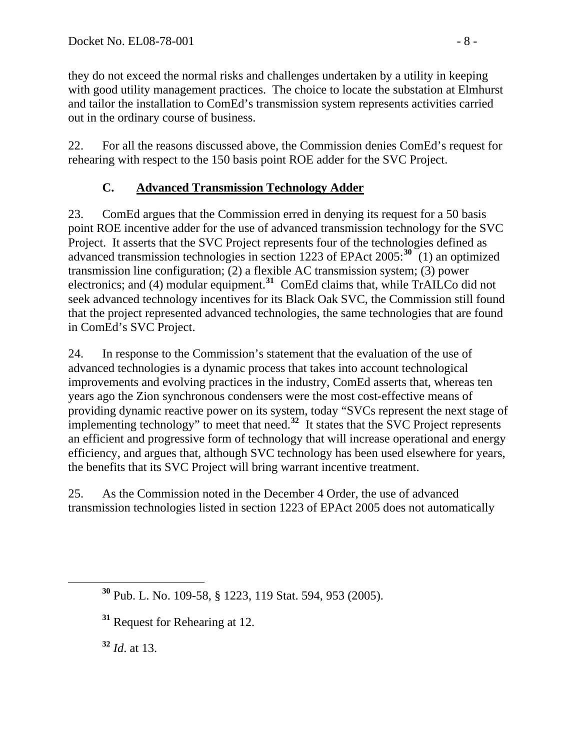they do not exceed the normal risks and challenges undertaken by a utility in keeping with good utility management practices. The choice to locate the substation at Elmhurst and tailor the installation to ComEd's transmission system represents activities carried out in the ordinary course of business.

22. For all the reasons discussed above, the Commission denies ComEd's request for rehearing with respect to the 150 basis point ROE adder for the SVC Project.

### C. Advanced Transmission Technology Adder

23. ComEd argues that the Commission erred in denying its request for a 50 basis point ROE incentive adder for the use of advanced transmission technology for the SVC Project. It asserts that the SVC Project represents four of the technologies defined as advanced transmission technologies in section 1223 of EPAct 2005:[30] (1) an optimized transmission line configuration; (2) a flexible AC transmission system; (3) power electronics; and (4) modular equipment.[31] ComEd claims that, while TrAILCo did not seek advanced technology incentives for its Black Oak SVC, the Commission still found that the project represented advanced technologies, the same technologies that are found in ComEd's SVC Project.

24. In response to the Commission's statement that the evaluation of the use of advanced technologies is a dynamic process that takes into account technological improvements and evolving practices in the industry, ComEd asserts that, whereas ten years ago the Zion synchronous condensers were the most cost-effective means of providing dynamic reactive power on its system, today "SVCs represent the next stage of implementing technology" to meet that need.[32] It states that the SVC Project represents an efficient and progressive form of technology that will increase operational and energy efficiency, and argues that, although SVC technology has been used elsewhere for years, the benefits that its SVC Project will bring warrant incentive treatment.

25. As the Commission noted in the December 4 Order, the use of advanced transmission technologies listed in section 1223 of EPAct 2005 does not automatically

---

[30] Pub. L. No. 109-58, § 1223, 119 Stat. 594, 953 (2005).

[31] Request for Rehearing at 12.

[32] *Id*. at 13.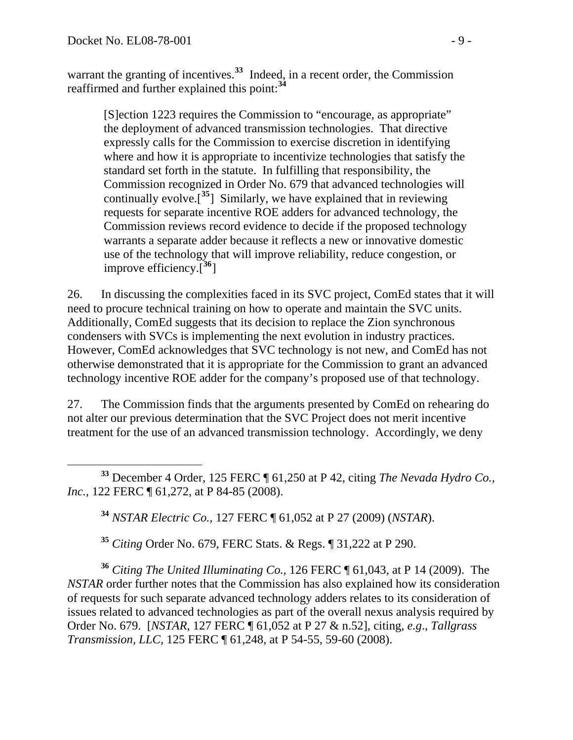warrant the granting of incentives.[33] Indeed, in a recent order, the Commission reaffirmed and further explained this point:[34]

> [S]ection 1223 requires the Commission to "encourage, as appropriate" the deployment of advanced transmission technologies. That directive expressly calls for the Commission to exercise discretion in identifying where and how it is appropriate to incentivize technologies that satisfy the standard set forth in the statute. In fulfilling that responsibility, the Commission recognized in Order No. 679 that advanced technologies will continually evolve.[[35]] Similarly, we have explained that in reviewing requests for separate incentive ROE adders for advanced technology, the Commission reviews record evidence to decide if the proposed technology warrants a separate adder because it reflects a new or innovative domestic use of the technology that will improve reliability, reduce congestion, or improve efficiency.[[36]]

26. In discussing the complexities faced in its SVC project, ComEd states that it will need to procure technical training on how to operate and maintain the SVC units. Additionally, ComEd suggests that its decision to replace the Zion synchronous condensers with SVCs is implementing the next evolution in industry practices. However, ComEd acknowledges that SVC technology is not new, and ComEd has not otherwise demonstrated that it is appropriate for the Commission to grant an advanced technology incentive ROE adder for the company's proposed use of that technology.

27. The Commission finds that the arguments presented by ComEd on rehearing do not alter our previous determination that the SVC Project does not merit incentive treatment for the use of an advanced transmission technology. Accordingly, we deny

---

[33] December 4 Order, 125 FERC ¶ 61,250 at P 42, citing *The Nevada Hydro Co., Inc.*, 122 FERC ¶ 61,272, at P 84-85 (2008).

[34] *NSTAR Electric Co.*, 127 FERC ¶ 61,052 at P 27 (2009) (*NSTAR*).

[35] *Citing* Order No. 679, FERC Stats. & Regs. ¶ 31,222 at P 290.

[36] *Citing The United Illuminating Co.*, 126 FERC ¶ 61,043, at P 14 (2009). The *NSTAR* order further notes that the Commission has also explained how its consideration of requests for such separate advanced technology adders relates to its consideration of issues related to advanced technologies as part of the overall nexus analysis required by Order No. 679. [*NSTAR*, 127 FERC ¶ 61,052 at P 27 & n.52], citing, *e.g*., *Tallgrass Transmission, LLC*, 125 FERC ¶ 61,248, at P 54-55, 59-60 (2008).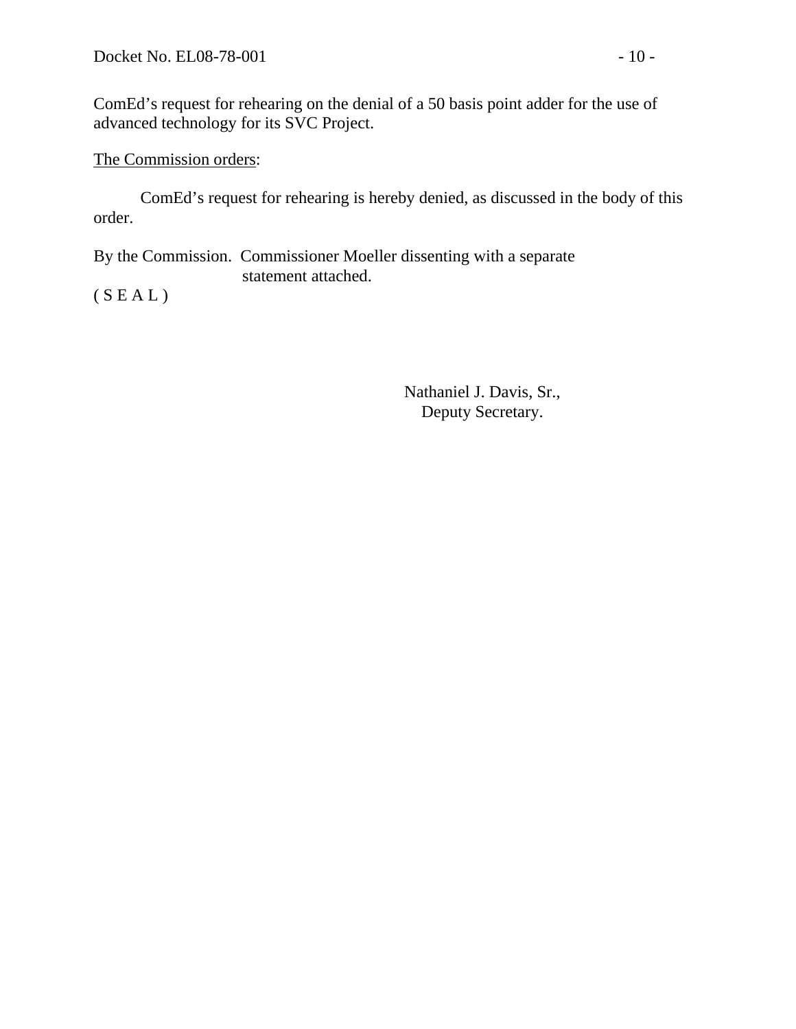ComEd's request for rehearing on the denial of a 50 basis point adder for the use of advanced technology for its SVC Project.

The Commission orders:

ComEd's request for rehearing is hereby denied, as discussed in the body of this order.

By the Commission. Commissioner Moeller dissenting with a separate statement attached.

( S E A L )

Nathaniel J. Davis, Sr.,
Deputy Secretary.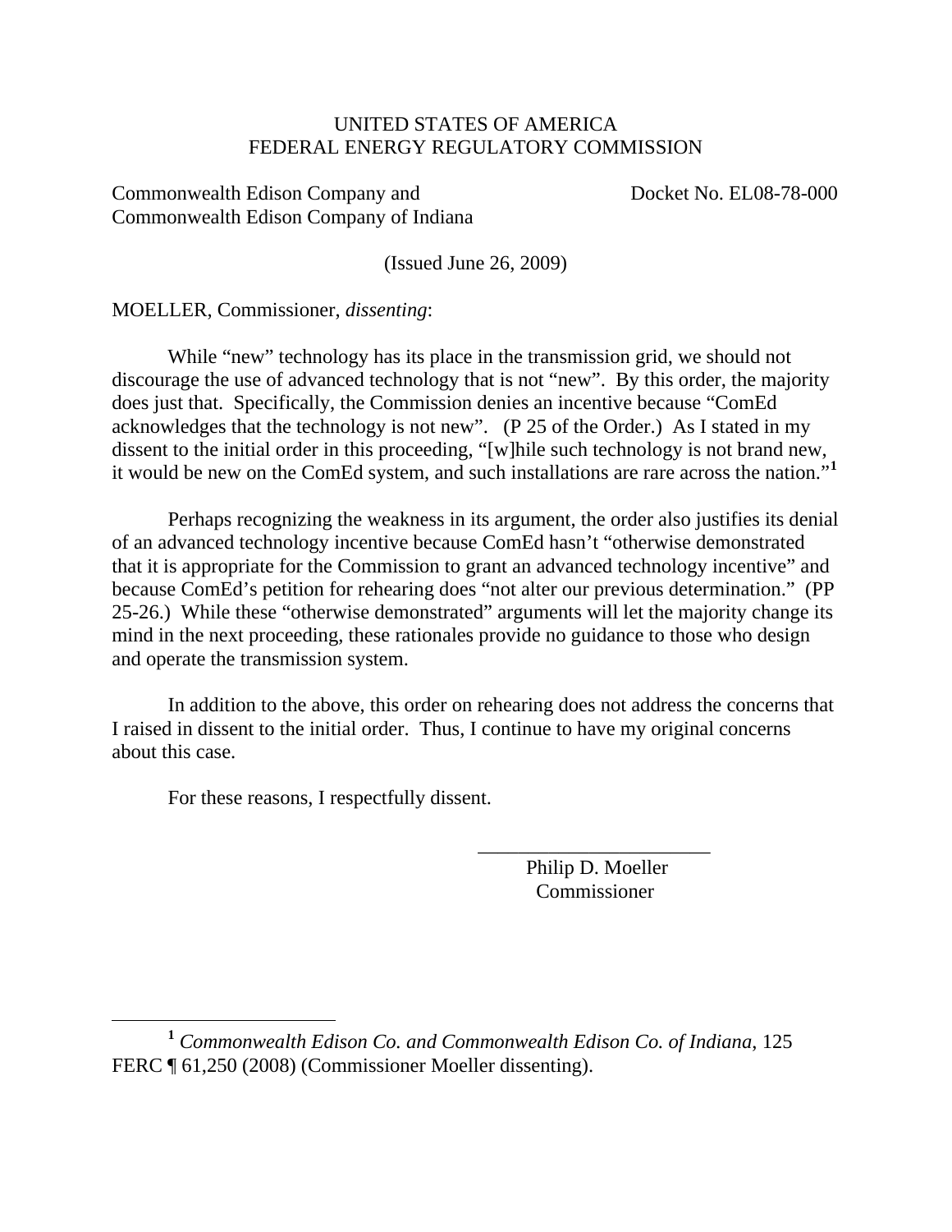UNITED STATES OF AMERICA
FEDERAL ENERGY REGULATORY COMMISSION

Commonwealth Edison Company and
Commonwealth Edison Company of Indiana

Docket No. EL08-78-000

(Issued June 26, 2009)

MOELLER, Commissioner, *dissenting*:

While "new" technology has its place in the transmission grid, we should not discourage the use of advanced technology that is not "new". By this order, the majority does just that. Specifically, the Commission denies an incentive because "ComEd acknowledges that the technology is not new". (P 25 of the Order.) As I stated in my dissent to the initial order in this proceeding, "[w]hile such technology is not brand new, it would be new on the ComEd system, and such installations are rare across the nation."[1]

Perhaps recognizing the weakness in its argument, the order also justifies its denial of an advanced technology incentive because ComEd hasn't "otherwise demonstrated that it is appropriate for the Commission to grant an advanced technology incentive" and because ComEd's petition for rehearing does "not alter our previous determination." (PP 25-26.) While these "otherwise demonstrated" arguments will let the majority change its mind in the next proceeding, these rationales provide no guidance to those who design and operate the transmission system.

In addition to the above, this order on rehearing does not address the concerns that I raised in dissent to the initial order. Thus, I continue to have my original concerns about this case.

For these reasons, I respectfully dissent.

______________________
Philip D. Moeller
Commissioner

[1] *Commonwealth Edison Co. and Commonwealth Edison Co. of Indiana*, 125 FERC ¶ 61,250 (2008) (Commissioner Moeller dissenting).